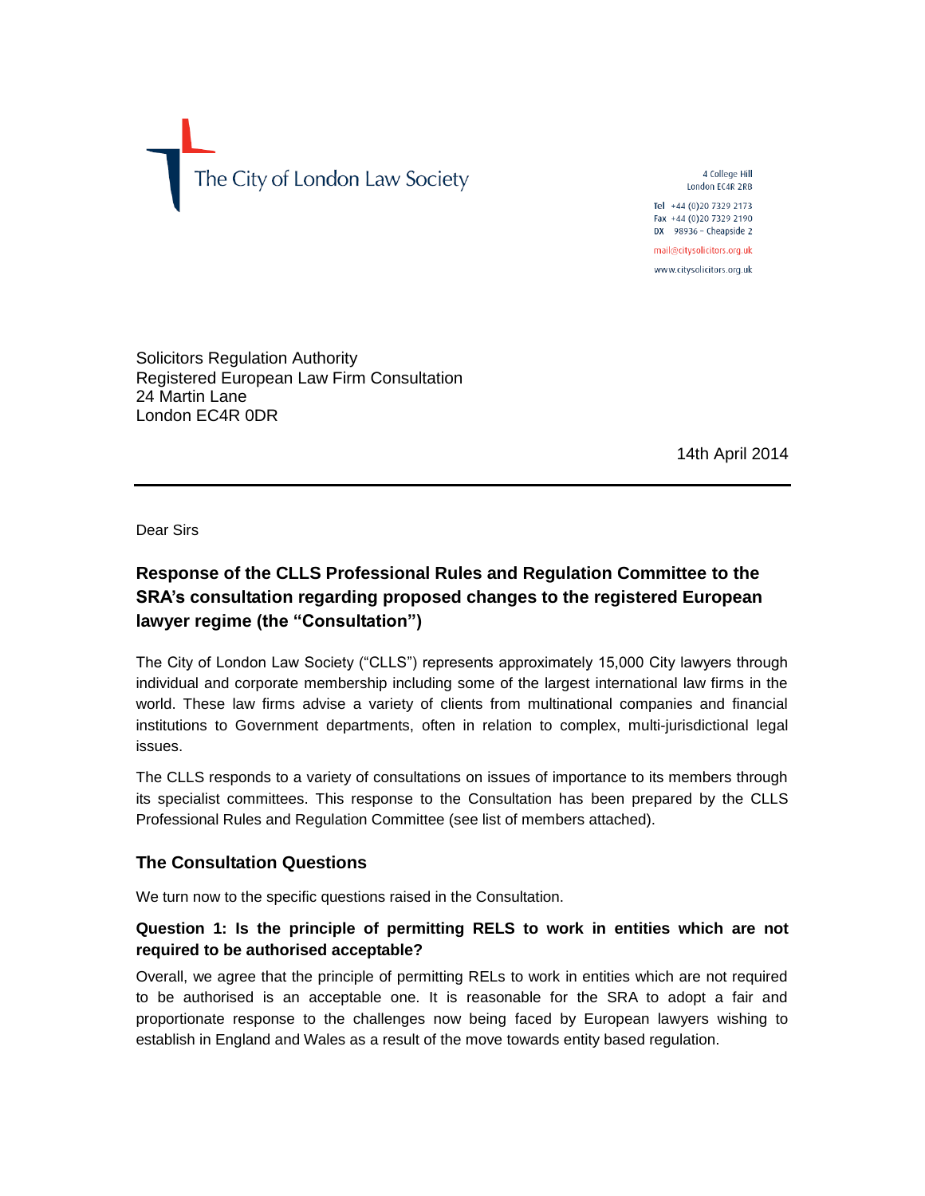The City of London Law Society

4 College Hill
London EC4R 2RB

Tel +44 (0)20 7329 2173
Fax +44 (0)20 7329 2190
DX 98936 – Cheapside 2

mail@citysolicitors.org.uk

www.citysolicitors.org.uk

Solicitors Regulation Authority
Registered European Law Firm Consultation
24 Martin Lane
London EC4R 0DR

14th April 2014

Dear Sirs

## Response of the CLLS Professional Rules and Regulation Committee to the SRA's consultation regarding proposed changes to the registered European lawyer regime (the "Consultation")

The City of London Law Society ("CLLS") represents approximately 15,000 City lawyers through individual and corporate membership including some of the largest international law firms in the world. These law firms advise a variety of clients from multinational companies and financial institutions to Government departments, often in relation to complex, multi-jurisdictional legal issues.

The CLLS responds to a variety of consultations on issues of importance to its members through its specialist committees. This response to the Consultation has been prepared by the CLLS Professional Rules and Regulation Committee (see list of members attached).

### The Consultation Questions

We turn now to the specific questions raised in the Consultation.

#### Question 1: Is the principle of permitting RELS to work in entities which are not required to be authorised acceptable?

Overall, we agree that the principle of permitting RELs to work in entities which are not required to be authorised is an acceptable one. It is reasonable for the SRA to adopt a fair and proportionate response to the challenges now being faced by European lawyers wishing to establish in England and Wales as a result of the move towards entity based regulation.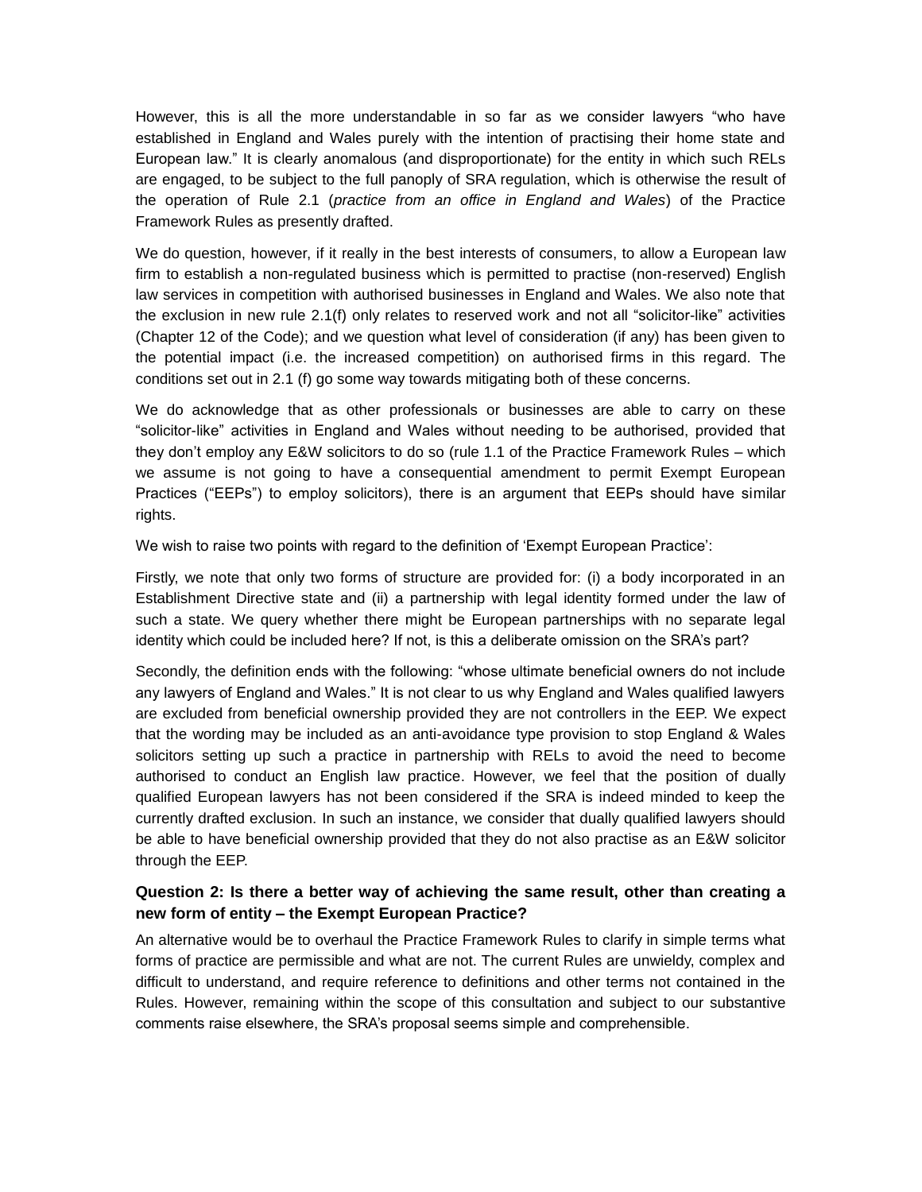However, this is all the more understandable in so far as we consider lawyers "who have established in England and Wales purely with the intention of practising their home state and European law." It is clearly anomalous (and disproportionate) for the entity in which such RELs are engaged, to be subject to the full panoply of SRA regulation, which is otherwise the result of the operation of Rule 2.1 (*practice from an office in England and Wales*) of the Practice Framework Rules as presently drafted.

We do question, however, if it really in the best interests of consumers, to allow a European law firm to establish a non-regulated business which is permitted to practise (non-reserved) English law services in competition with authorised businesses in England and Wales. We also note that the exclusion in new rule 2.1(f) only relates to reserved work and not all "solicitor-like" activities (Chapter 12 of the Code); and we question what level of consideration (if any) has been given to the potential impact (i.e. the increased competition) on authorised firms in this regard. The conditions set out in 2.1 (f) go some way towards mitigating both of these concerns.

We do acknowledge that as other professionals or businesses are able to carry on these "solicitor-like" activities in England and Wales without needing to be authorised, provided that they don't employ any E&W solicitors to do so (rule 1.1 of the Practice Framework Rules – which we assume is not going to have a consequential amendment to permit Exempt European Practices ("EEPs") to employ solicitors), there is an argument that EEPs should have similar rights.

We wish to raise two points with regard to the definition of 'Exempt European Practice':

Firstly, we note that only two forms of structure are provided for: (i) a body incorporated in an Establishment Directive state and (ii) a partnership with legal identity formed under the law of such a state. We query whether there might be European partnerships with no separate legal identity which could be included here? If not, is this a deliberate omission on the SRA's part?

Secondly, the definition ends with the following: "whose ultimate beneficial owners do not include any lawyers of England and Wales." It is not clear to us why England and Wales qualified lawyers are excluded from beneficial ownership provided they are not controllers in the EEP. We expect that the wording may be included as an anti-avoidance type provision to stop England & Wales solicitors setting up such a practice in partnership with RELs to avoid the need to become authorised to conduct an English law practice. However, we feel that the position of dually qualified European lawyers has not been considered if the SRA is indeed minded to keep the currently drafted exclusion. In such an instance, we consider that dually qualified lawyers should be able to have beneficial ownership provided that they do not also practise as an E&W solicitor through the EEP.

### Question 2: Is there a better way of achieving the same result, other than creating a new form of entity – the Exempt European Practice?

An alternative would be to overhaul the Practice Framework Rules to clarify in simple terms what forms of practice are permissible and what are not. The current Rules are unwieldy, complex and difficult to understand, and require reference to definitions and other terms not contained in the Rules. However, remaining within the scope of this consultation and subject to our substantive comments raise elsewhere, the SRA's proposal seems simple and comprehensible.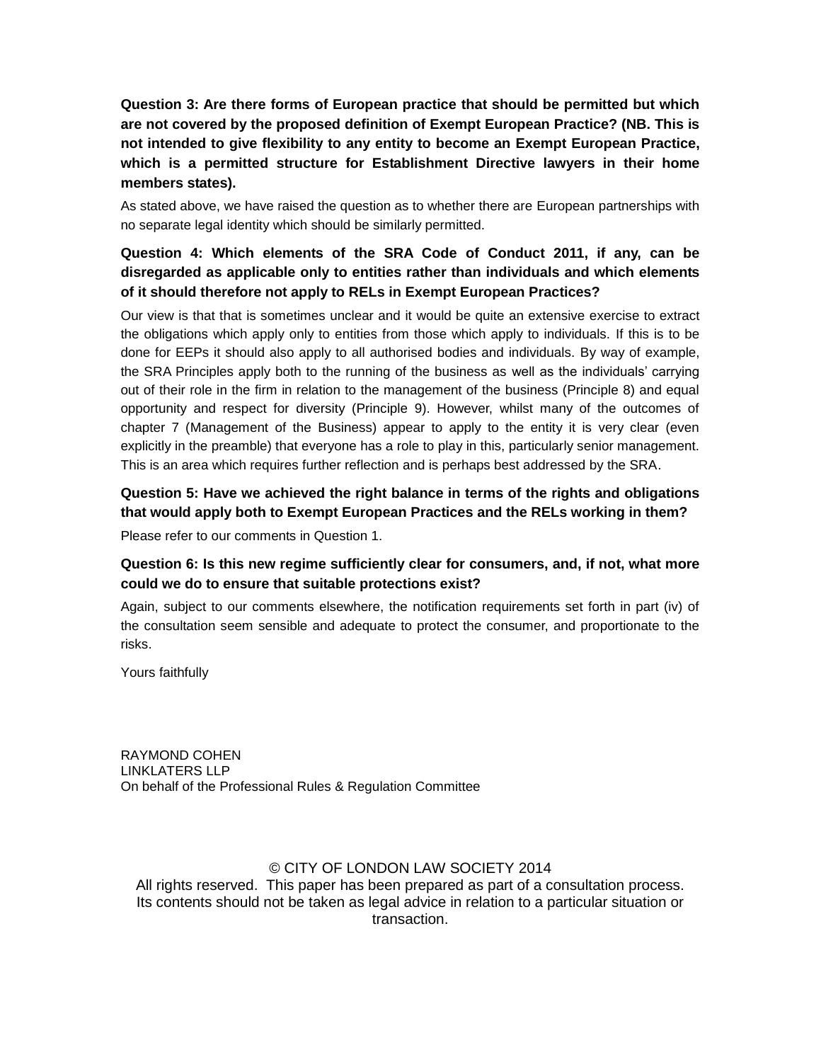**Question 3: Are there forms of European practice that should be permitted but which are not covered by the proposed definition of Exempt European Practice? (NB. This is not intended to give flexibility to any entity to become an Exempt European Practice, which is a permitted structure for Establishment Directive lawyers in their home members states).**

As stated above, we have raised the question as to whether there are European partnerships with no separate legal identity which should be similarly permitted.

**Question 4: Which elements of the SRA Code of Conduct 2011, if any, can be disregarded as applicable only to entities rather than individuals and which elements of it should therefore not apply to RELs in Exempt European Practices?**

Our view is that that is sometimes unclear and it would be quite an extensive exercise to extract the obligations which apply only to entities from those which apply to individuals. If this is to be done for EEPs it should also apply to all authorised bodies and individuals. By way of example, the SRA Principles apply both to the running of the business as well as the individuals' carrying out of their role in the firm in relation to the management of the business (Principle 8) and equal opportunity and respect for diversity (Principle 9). However, whilst many of the outcomes of chapter 7 (Management of the Business) appear to apply to the entity it is very clear (even explicitly in the preamble) that everyone has a role to play in this, particularly senior management. This is an area which requires further reflection and is perhaps best addressed by the SRA.

**Question 5: Have we achieved the right balance in terms of the rights and obligations that would apply both to Exempt European Practices and the RELs working in them?**

Please refer to our comments in Question 1.

**Question 6: Is this new regime sufficiently clear for consumers, and, if not, what more could we do to ensure that suitable protections exist?**

Again, subject to our comments elsewhere, the notification requirements set forth in part (iv) of the consultation seem sensible and adequate to protect the consumer, and proportionate to the risks.

Yours faithfully

RAYMOND COHEN
LINKLATERS LLP
On behalf of the Professional Rules & Regulation Committee

© CITY OF LONDON LAW SOCIETY 2014
All rights reserved. This paper has been prepared as part of a consultation process. Its contents should not be taken as legal advice in relation to a particular situation or transaction.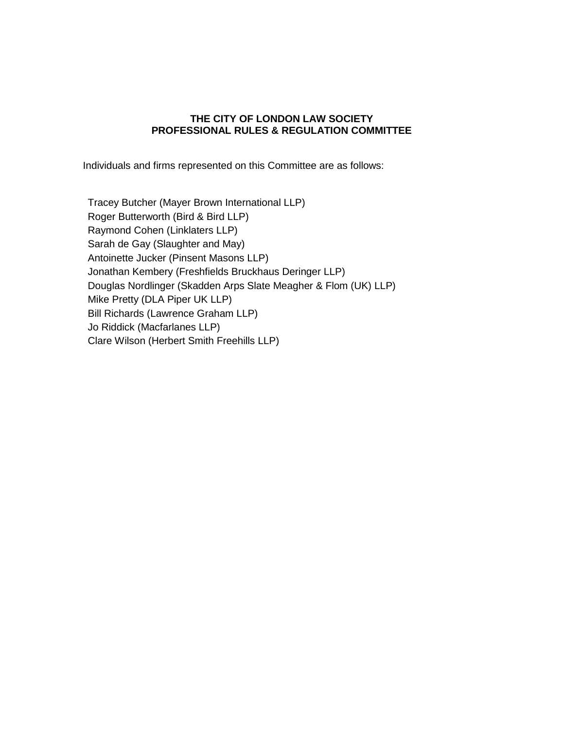**THE CITY OF LONDON LAW SOCIETY**
**PROFESSIONAL RULES & REGULATION COMMITTEE**

Individuals and firms represented on this Committee are as follows:

Tracey Butcher (Mayer Brown International LLP)
Roger Butterworth (Bird & Bird LLP)
Raymond Cohen (Linklaters LLP)
Sarah de Gay (Slaughter and May)
Antoinette Jucker (Pinsent Masons LLP)
Jonathan Kembery (Freshfields Bruckhaus Deringer LLP)
Douglas Nordlinger (Skadden Arps Slate Meagher & Flom (UK) LLP)
Mike Pretty (DLA Piper UK LLP)
Bill Richards (Lawrence Graham LLP)
Jo Riddick (Macfarlanes LLP)
Clare Wilson (Herbert Smith Freehills LLP)